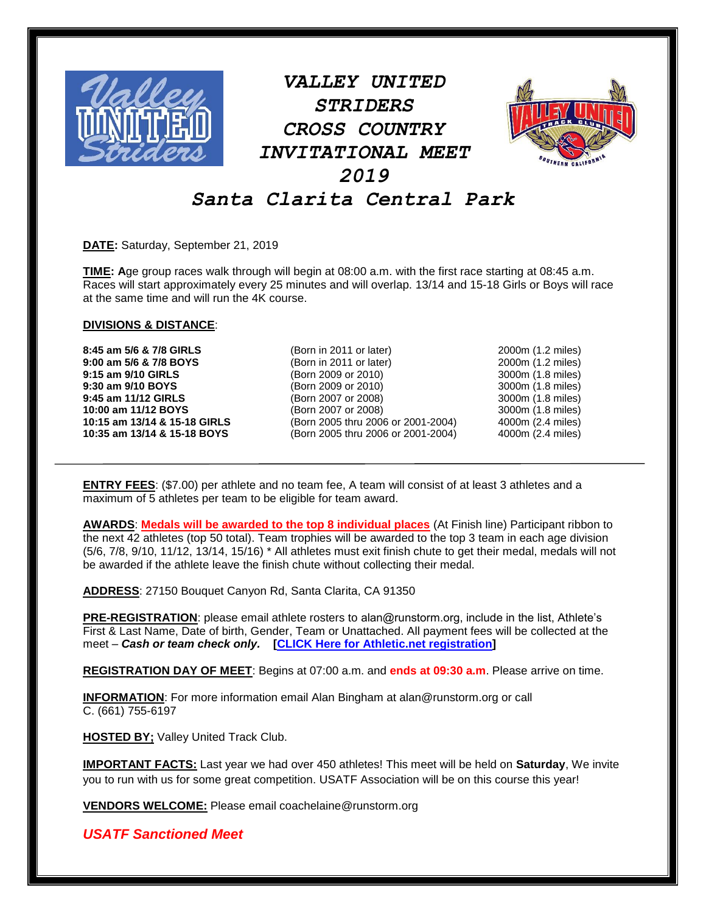# VALLEY UNITED STRIDERS CROSS COUNTRY INVITATIONAL MEET 2019

## Santa Clarita Central Park

**DATE:** Saturday, September 21, 2019

**TIME: A**ge group races walk through will begin at 08:00 a.m. with the first race starting at 08:45 a.m. Races will start approximately every 25 minutes and will overlap. 13/14 and 15-18 Girls or Boys will race at the same time and will run the 4K course.

**DIVISIONS & DISTANCE**:

| | | |
|---|---|---|
| **8:45 am 5/6 & 7/8 GIRLS** | (Born in 2011 or later) | 2000m (1.2 miles) |
| **9:00 am 5/6 & 7/8 BOYS** | (Born in 2011 or later) | 2000m (1.2 miles) |
| **9:15 am 9/10 GIRLS** | (Born 2009 or 2010) | 3000m (1.8 miles) |
| **9:30 am 9/10 BOYS** | (Born 2009 or 2010) | 3000m (1.8 miles) |
| **9:45 am 11/12 GIRLS** | (Born 2007 or 2008) | 3000m (1.8 miles) |
| **10:00 am 11/12 BOYS** | (Born 2007 or 2008) | 3000m (1.8 miles) |
| **10:15 am 13/14 & 15-18 GIRLS** | (Born 2005 thru 2006 or 2001-2004) | 4000m (2.4 miles) |
| **10:35 am 13/14 & 15-18 BOYS** | (Born 2005 thru 2006 or 2001-2004) | 4000m (2.4 miles) |

---

**ENTRY FEES**: ($7.00) per athlete and no team fee, A team will consist of at least 3 athletes and a maximum of 5 athletes per team to be eligible for team award.

**AWARDS**: **Medals will be awarded to the top 8 individual places** (At Finish line) Participant ribbon to the next 42 athletes (top 50 total). Team trophies will be awarded to the top 3 team in each age division (5/6, 7/8, 9/10, 11/12, 13/14, 15/16) * All athletes must exit finish chute to get their medal, medals will not be awarded if the athlete leave the finish chute without collecting their medal.

**ADDRESS**: 27150 Bouquet Canyon Rd, Santa Clarita, CA 91350

**PRE-REGISTRATION**: please email athlete rosters to alan@runstorm.org, include in the list, Athlete's First & Last Name, Date of birth, Gender, Team or Unattached. All payment fees will be collected at the meet – ***Cash or team check only.*** **[CLICK Here for Athletic.net registration]**

**REGISTRATION DAY OF MEET**: Begins at 07:00 a.m. and **ends at 09:30 a.m**. Please arrive on time.

**INFORMATION**: For more information email Alan Bingham at alan@runstorm.org or call C. (661) 755-6197

**HOSTED BY;** Valley United Track Club.

**IMPORTANT FACTS:** Last year we had over 450 athletes! This meet will be held on **Saturday**, We invite you to run with us for some great competition. USATF Association will be on this course this year!

**VENDORS WELCOME:** Please email coachelaine@runstorm.org

***USATF Sanctioned Meet***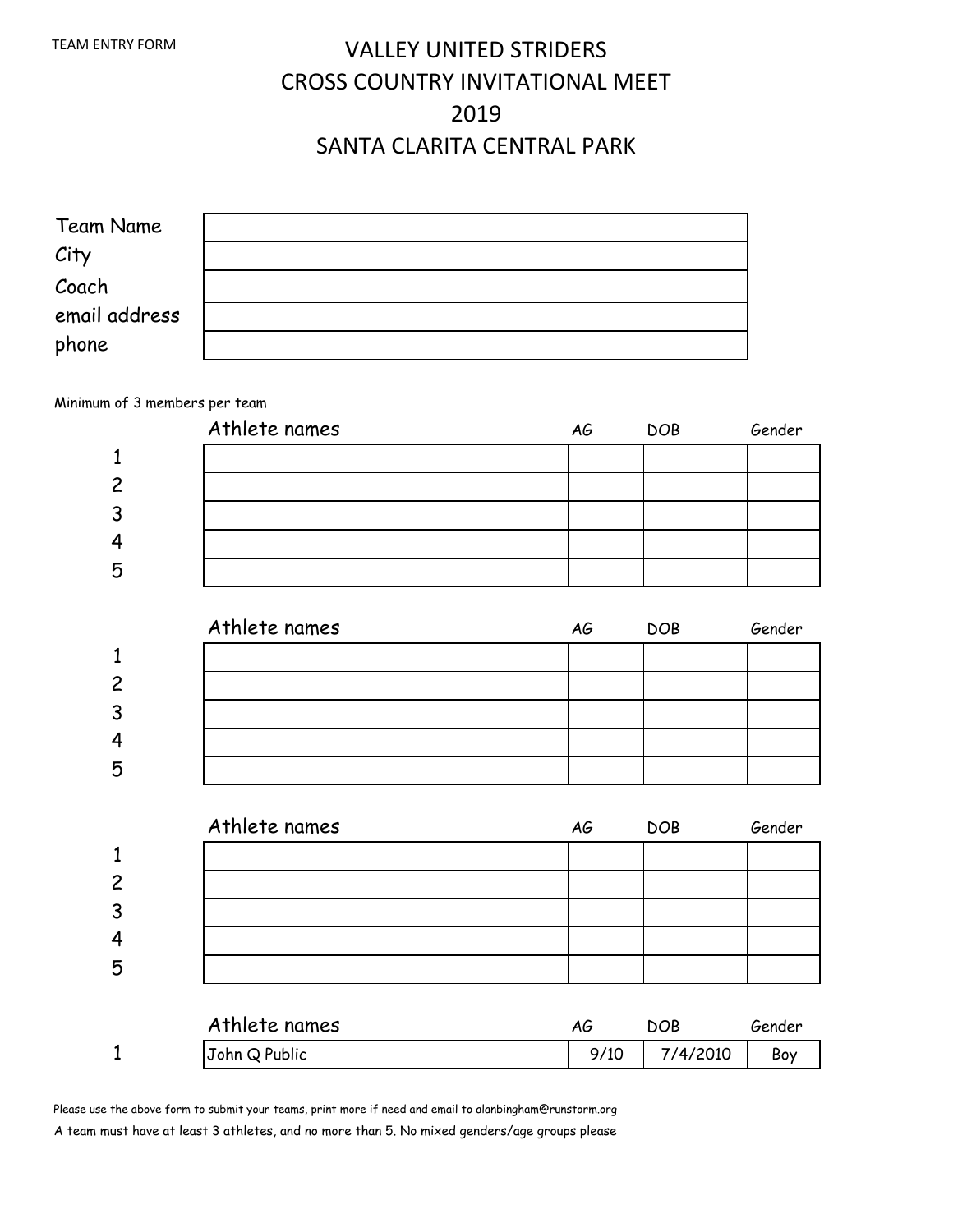TEAM ENTRY FORM

# VALLEY UNITED STRIDERS
# CROSS COUNTRY INVITATIONAL MEET
# 2019
# SANTA CLARITA CENTRAL PARK

| | |
|---|---|
| Team Name | |
| City | |
| Coach | |
| email address | |
| phone | |

Minimum of 3 members per team

| | Athlete names | AG | DOB | Gender |
|---|---|---|---|---|
| 1 | | | | |
| 2 | | | | |
| 3 | | | | |
| 4 | | | | |
| 5 | | | | |

| | Athlete names | AG | DOB | Gender |
|---|---|---|---|---|
| 1 | | | | |
| 2 | | | | |
| 3 | | | | |
| 4 | | | | |
| 5 | | | | |

| | Athlete names | AG | DOB | Gender |
|---|---|---|---|---|
| 1 | | | | |
| 2 | | | | |
| 3 | | | | |
| 4 | | | | |
| 5 | | | | |

| | Athlete names | AG | DOB | Gender |
|---|---|---|---|---|
| 1 | John Q Public | 9/10 | 7/4/2010 | Boy |

Please use the above form to submit your teams, print more if need and email to alanbingham@runstorm.org

A team must have at least 3 athletes, and no more than 5. No mixed genders/age groups please